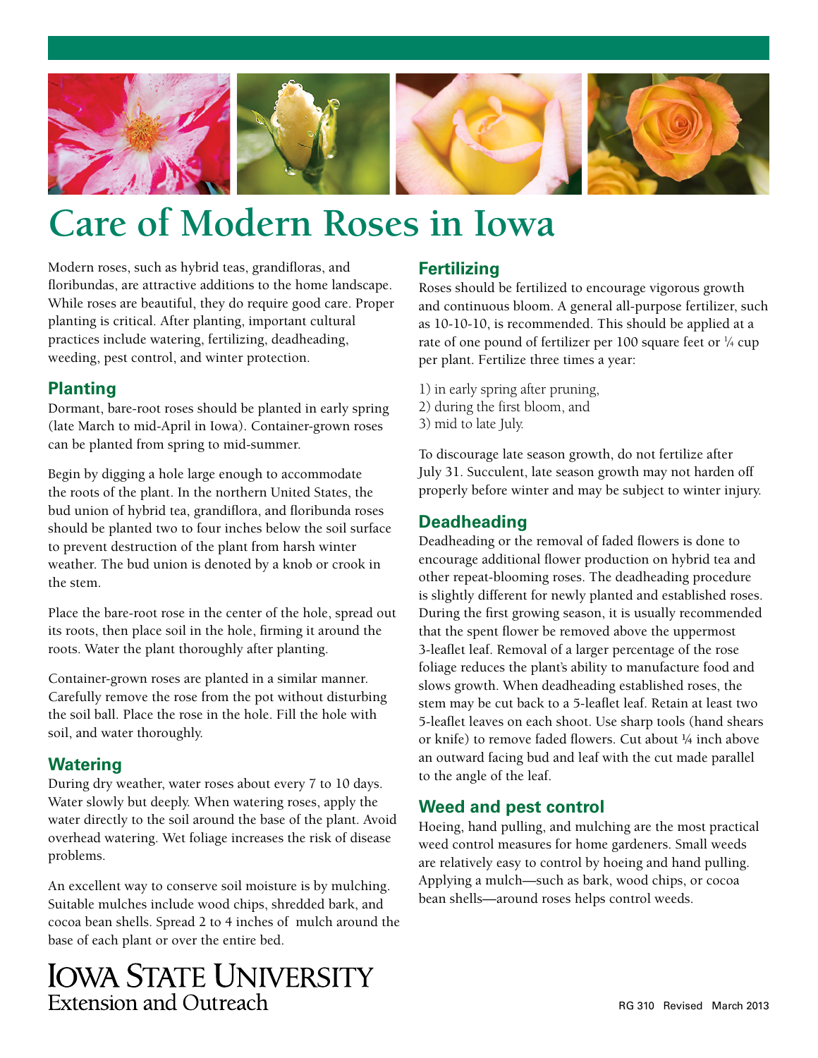# Care of Modern Roses in Iowa

Modern roses, such as hybrid teas, grandifloras, and floribundas, are attractive additions to the home landscape. While roses are beautiful, they do require good care. Proper planting is critical. After planting, important cultural practices include watering, fertilizing, deadheading, weeding, pest control, and winter protection.

## Planting

Dormant, bare-root roses should be planted in early spring (late March to mid-April in Iowa). Container-grown roses can be planted from spring to mid-summer.

Begin by digging a hole large enough to accommodate the roots of the plant. In the northern United States, the bud union of hybrid tea, grandiflora, and floribunda roses should be planted two to four inches below the soil surface to prevent destruction of the plant from harsh winter weather. The bud union is denoted by a knob or crook in the stem.

Place the bare-root rose in the center of the hole, spread out its roots, then place soil in the hole, firming it around the roots. Water the plant thoroughly after planting.

Container-grown roses are planted in a similar manner. Carefully remove the rose from the pot without disturbing the soil ball. Place the rose in the hole. Fill the hole with soil, and water thoroughly.

## Watering

During dry weather, water roses about every 7 to 10 days. Water slowly but deeply. When watering roses, apply the water directly to the soil around the base of the plant. Avoid overhead watering. Wet foliage increases the risk of disease problems.

An excellent way to conserve soil moisture is by mulching. Suitable mulches include wood chips, shredded bark, and cocoa bean shells. Spread 2 to 4 inches of mulch around the base of each plant or over the entire bed.

## Fertilizing

Roses should be fertilized to encourage vigorous growth and continuous bloom. A general all-purpose fertilizer, such as 10-10-10, is recommended. This should be applied at a rate of one pound of fertilizer per 100 square feet or ¼ cup per plant. Fertilize three times a year:

1) in early spring after pruning,
2) during the first bloom, and
3) mid to late July.

To discourage late season growth, do not fertilize after July 31. Succulent, late season growth may not harden off properly before winter and may be subject to winter injury.

## Deadheading

Deadheading or the removal of faded flowers is done to encourage additional flower production on hybrid tea and other repeat-blooming roses. The deadheading procedure is slightly different for newly planted and established roses. During the first growing season, it is usually recommended that the spent flower be removed above the uppermost 3-leaflet leaf. Removal of a larger percentage of the rose foliage reduces the plant's ability to manufacture food and slows growth. When deadheading established roses, the stem may be cut back to a 5-leaflet leaf. Retain at least two 5-leaflet leaves on each shoot. Use sharp tools (hand shears or knife) to remove faded flowers. Cut about ¼ inch above an outward facing bud and leaf with the cut made parallel to the angle of the leaf.

## Weed and pest control

Hoeing, hand pulling, and mulching are the most practical weed control measures for home gardeners. Small weeds are relatively easy to control by hoeing and hand pulling. Applying a mulch—such as bark, wood chips, or cocoa bean shells—around roses helps control weeds.

Iowa State University Extension and Outreach

RG 310 Revised March 2013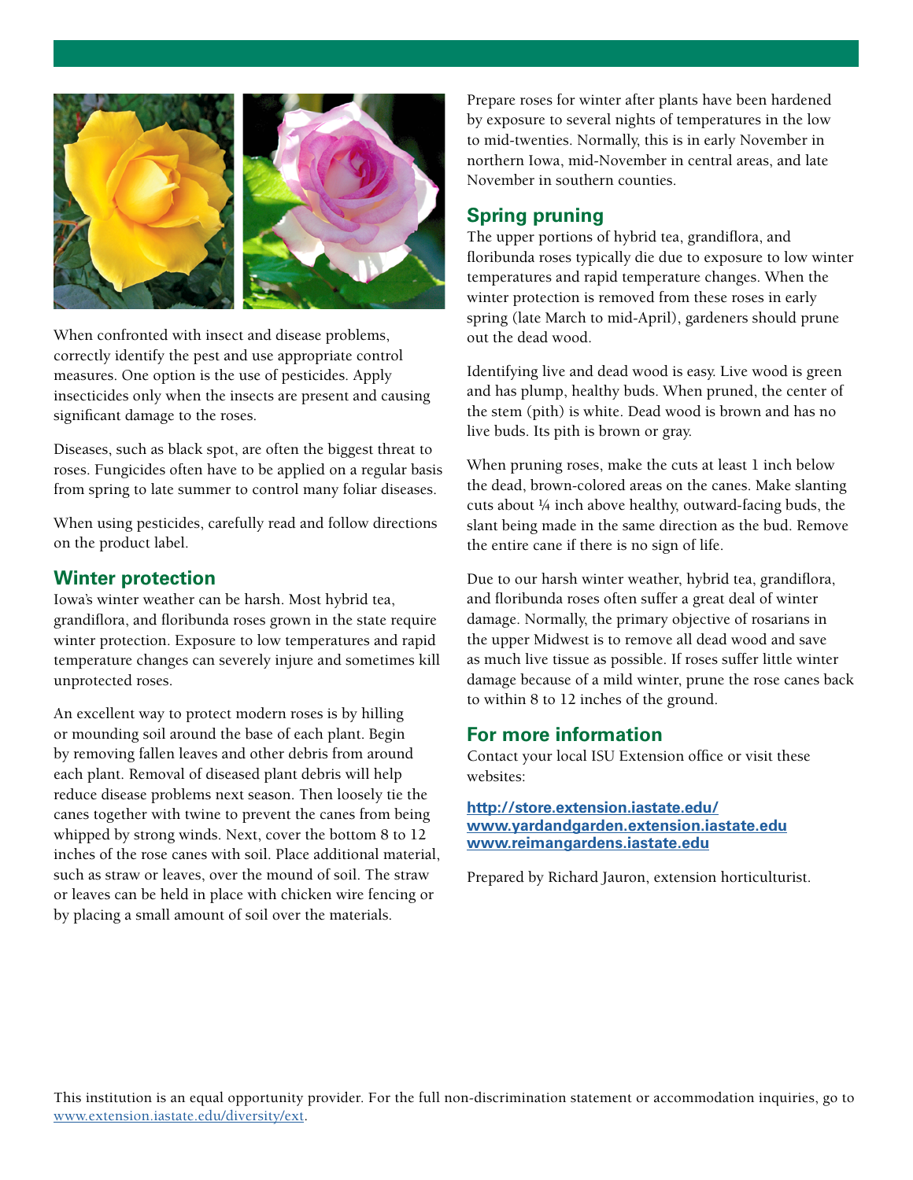When confronted with insect and disease problems, correctly identify the pest and use appropriate control measures. One option is the use of pesticides. Apply insecticides only when the insects are present and causing significant damage to the roses.

Diseases, such as black spot, are often the biggest threat to roses. Fungicides often have to be applied on a regular basis from spring to late summer to control many foliar diseases.

When using pesticides, carefully read and follow directions on the product label.

## Winter protection

Iowa's winter weather can be harsh. Most hybrid tea, grandiflora, and floribunda roses grown in the state require winter protection. Exposure to low temperatures and rapid temperature changes can severely injure and sometimes kill unprotected roses.

An excellent way to protect modern roses is by hilling or mounding soil around the base of each plant. Begin by removing fallen leaves and other debris from around each plant. Removal of diseased plant debris will help reduce disease problems next season. Then loosely tie the canes together with twine to prevent the canes from being whipped by strong winds. Next, cover the bottom 8 to 12 inches of the rose canes with soil. Place additional material, such as straw or leaves, over the mound of soil. The straw or leaves can be held in place with chicken wire fencing or by placing a small amount of soil over the materials.

Prepare roses for winter after plants have been hardened by exposure to several nights of temperatures in the low to mid-twenties. Normally, this is in early November in northern Iowa, mid-November in central areas, and late November in southern counties.

## Spring pruning

The upper portions of hybrid tea, grandiflora, and floribunda roses typically die due to exposure to low winter temperatures and rapid temperature changes. When the winter protection is removed from these roses in early spring (late March to mid-April), gardeners should prune out the dead wood.

Identifying live and dead wood is easy. Live wood is green and has plump, healthy buds. When pruned, the center of the stem (pith) is white. Dead wood is brown and has no live buds. Its pith is brown or gray.

When pruning roses, make the cuts at least 1 inch below the dead, brown-colored areas on the canes. Make slanting cuts about ¼ inch above healthy, outward-facing buds, the slant being made in the same direction as the bud. Remove the entire cane if there is no sign of life.

Due to our harsh winter weather, hybrid tea, grandiflora, and floribunda roses often suffer a great deal of winter damage. Normally, the primary objective of rosarians in the upper Midwest is to remove all dead wood and save as much live tissue as possible. If roses suffer little winter damage because of a mild winter, prune the rose canes back to within 8 to 12 inches of the ground.

## For more information

Contact your local ISU Extension office or visit these websites:

**http://store.extension.iastate.edu/**
**www.yardandgarden.extension.iastate.edu**
**www.reimangardens.iastate.edu**

Prepared by Richard Jauron, extension horticulturist.

This institution is an equal opportunity provider. For the full non-discrimination statement or accommodation inquiries, go to www.extension.iastate.edu/diversity/ext.